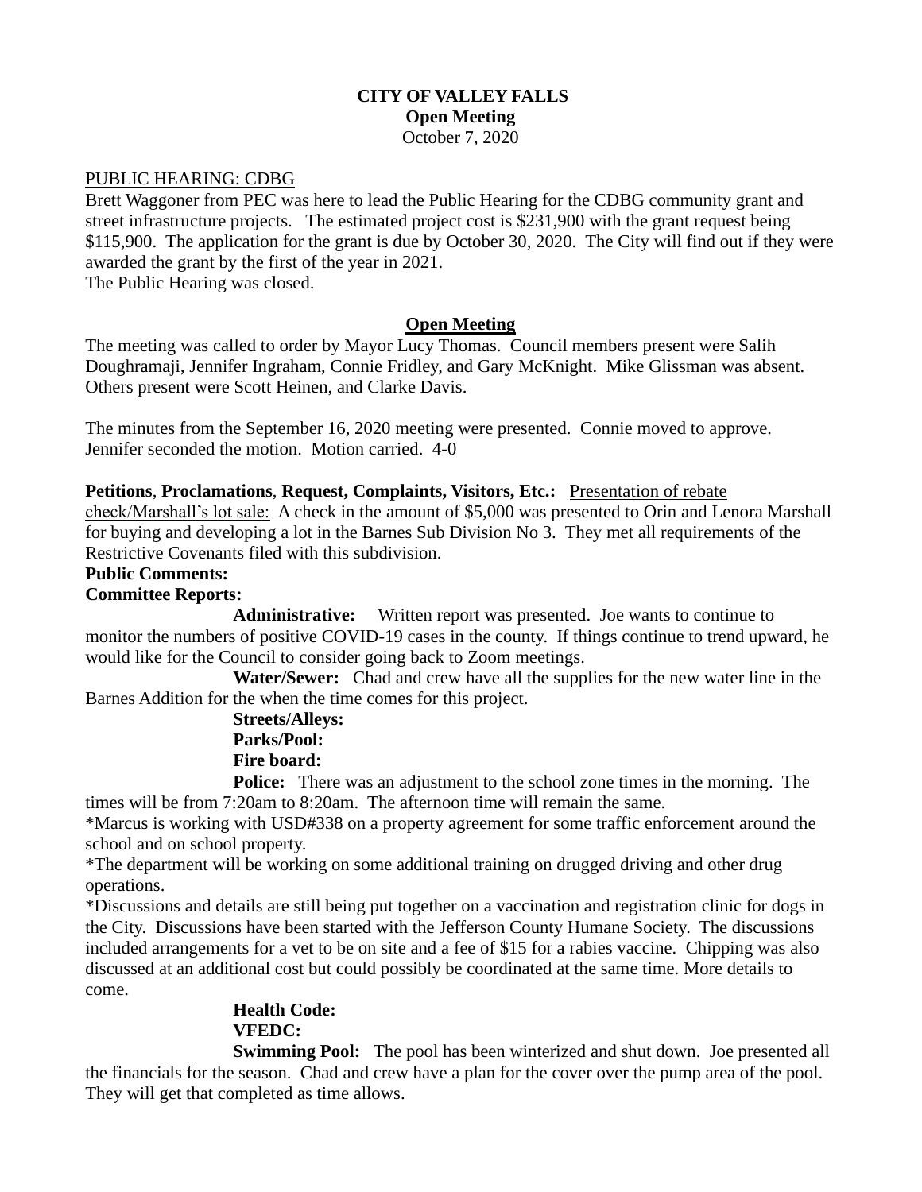# CITY OF VALLEY FALLS

**Open Meeting**

October 7, 2020

PUBLIC HEARING: CDBG

Brett Waggoner from PEC was here to lead the Public Hearing for the CDBG community grant and street infrastructure projects. The estimated project cost is $231,900 with the grant request being $115,900. The application for the grant is due by October 30, 2020. The City will find out if they were awarded the grant by the first of the year in 2021.

The Public Hearing was closed.

## Open Meeting

The meeting was called to order by Mayor Lucy Thomas. Council members present were Salih Doughramaji, Jennifer Ingraham, Connie Fridley, and Gary McKnight. Mike Glissman was absent. Others present were Scott Heinen, and Clarke Davis.

The minutes from the September 16, 2020 meeting were presented. Connie moved to approve. Jennifer seconded the motion. Motion carried. 4-0

**Petitions**, **Proclamations**, **Request, Complaints, Visitors, Etc.:** Presentation of rebate check/Marshall's lot sale: A check in the amount of $5,000 was presented to Orin and Lenora Marshall for buying and developing a lot in the Barnes Sub Division No 3. They met all requirements of the Restrictive Covenants filed with this subdivision.

**Public Comments:**

**Committee Reports:**

**Administrative:** Written report was presented. Joe wants to continue to monitor the numbers of positive COVID-19 cases in the county. If things continue to trend upward, he would like for the Council to consider going back to Zoom meetings.

**Water/Sewer:** Chad and crew have all the supplies for the new water line in the Barnes Addition for the when the time comes for this project.

**Streets/Alleys:**

**Parks/Pool:**

**Fire board:**

**Police:** There was an adjustment to the school zone times in the morning. The times will be from 7:20am to 8:20am. The afternoon time will remain the same.

*Marcus is working with USD#338 on a property agreement for some traffic enforcement around the school and on school property.

*The department will be working on some additional training on drugged driving and other drug operations.

*Discussions and details are still being put together on a vaccination and registration clinic for dogs in the City. Discussions have been started with the Jefferson County Humane Society. The discussions included arrangements for a vet to be on site and a fee of $15 for a rabies vaccine. Chipping was also discussed at an additional cost but could possibly be coordinated at the same time. More details to come.

**Health Code:**

**VFEDC:**

**Swimming Pool:** The pool has been winterized and shut down. Joe presented all the financials for the season. Chad and crew have a plan for the cover over the pump area of the pool. They will get that completed as time allows.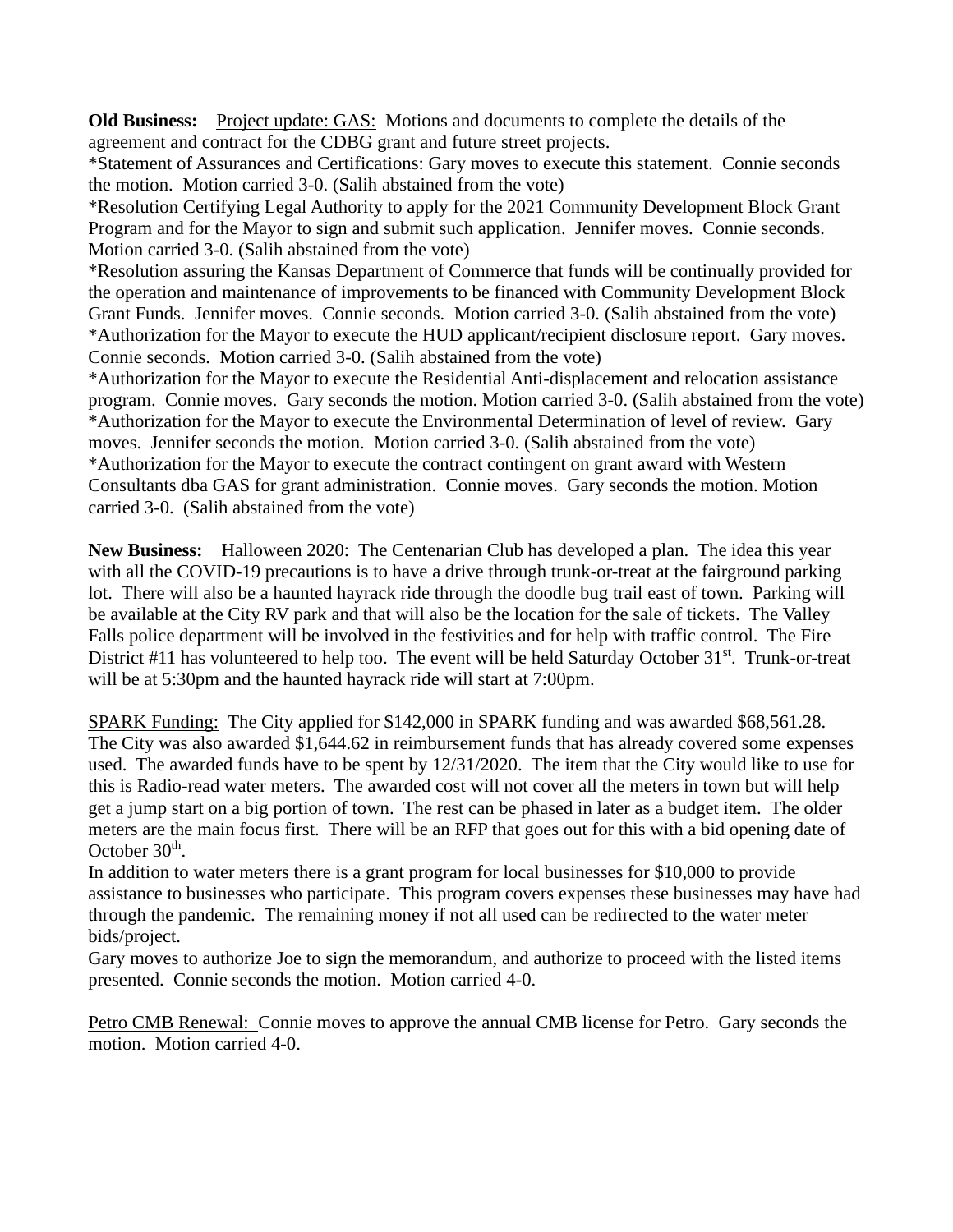**Old Business:** Project update: GAS: Motions and documents to complete the details of the agreement and contract for the CDBG grant and future street projects.
*Statement of Assurances and Certifications: Gary moves to execute this statement. Connie seconds the motion. Motion carried 3-0. (Salih abstained from the vote)
*Resolution Certifying Legal Authority to apply for the 2021 Community Development Block Grant Program and for the Mayor to sign and submit such application. Jennifer moves. Connie seconds. Motion carried 3-0. (Salih abstained from the vote)
*Resolution assuring the Kansas Department of Commerce that funds will be continually provided for the operation and maintenance of improvements to be financed with Community Development Block Grant Funds. Jennifer moves. Connie seconds. Motion carried 3-0. (Salih abstained from the vote)
*Authorization for the Mayor to execute the HUD applicant/recipient disclosure report. Gary moves. Connie seconds. Motion carried 3-0. (Salih abstained from the vote)
*Authorization for the Mayor to execute the Residential Anti-displacement and relocation assistance program. Connie moves. Gary seconds the motion. Motion carried 3-0. (Salih abstained from the vote)
*Authorization for the Mayor to execute the Environmental Determination of level of review. Gary moves. Jennifer seconds the motion. Motion carried 3-0. (Salih abstained from the vote)
*Authorization for the Mayor to execute the contract contingent on grant award with Western Consultants dba GAS for grant administration. Connie moves. Gary seconds the motion. Motion carried 3-0. (Salih abstained from the vote)

**New Business:** Halloween 2020: The Centenarian Club has developed a plan. The idea this year with all the COVID-19 precautions is to have a drive through trunk-or-treat at the fairground parking lot. There will also be a haunted hayrack ride through the doodle bug trail east of town. Parking will be available at the City RV park and that will also be the location for the sale of tickets. The Valley Falls police department will be involved in the festivities and for help with traffic control. The Fire District #11 has volunteered to help too. The event will be held Saturday October 31st. Trunk-or-treat will be at 5:30pm and the haunted hayrack ride will start at 7:00pm.

SPARK Funding: The City applied for $142,000 in SPARK funding and was awarded $68,561.28. The City was also awarded $1,644.62 in reimbursement funds that has already covered some expenses used. The awarded funds have to be spent by 12/31/2020. The item that the City would like to use for this is Radio-read water meters. The awarded cost will not cover all the meters in town but will help get a jump start on a big portion of town. The rest can be phased in later as a budget item. The older meters are the main focus first. There will be an RFP that goes out for this with a bid opening date of October 30th.
In addition to water meters there is a grant program for local businesses for $10,000 to provide assistance to businesses who participate. This program covers expenses these businesses may have had through the pandemic. The remaining money if not all used can be redirected to the water meter bids/project.
Gary moves to authorize Joe to sign the memorandum, and authorize to proceed with the listed items presented. Connie seconds the motion. Motion carried 4-0.

Petro CMB Renewal: Connie moves to approve the annual CMB license for Petro. Gary seconds the motion. Motion carried 4-0.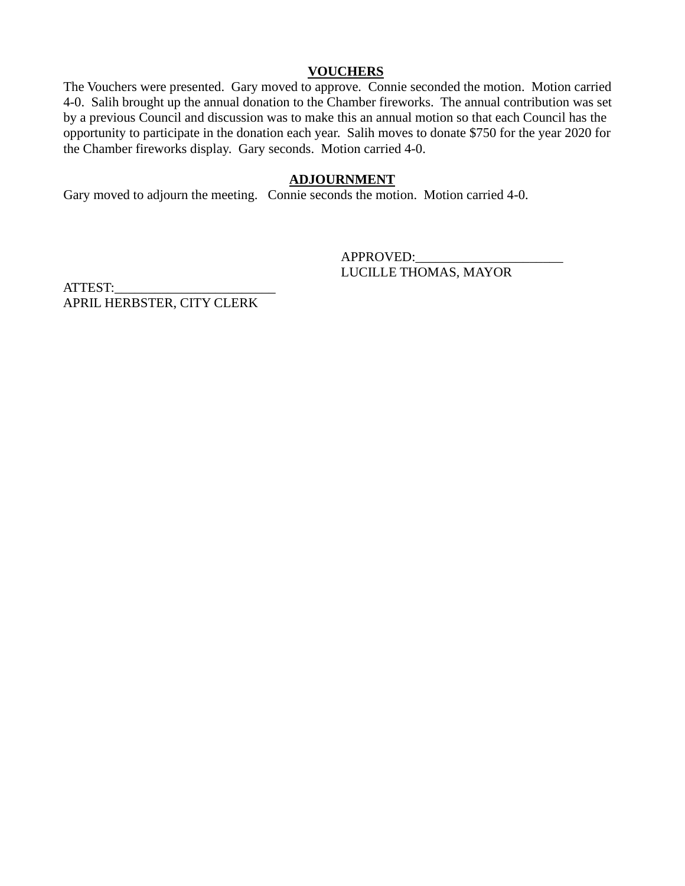## VOUCHERS

The Vouchers were presented. Gary moved to approve. Connie seconded the motion. Motion carried 4-0. Salih brought up the annual donation to the Chamber fireworks. The annual contribution was set by a previous Council and discussion was to make this an annual motion so that each Council has the opportunity to participate in the donation each year. Salih moves to donate $750 for the year 2020 for the Chamber fireworks display. Gary seconds. Motion carried 4-0.

## ADJOURNMENT

Gary moved to adjourn the meeting. Connie seconds the motion. Motion carried 4-0.

APPROVED:______________________
LUCILLE THOMAS, MAYOR

ATTEST:________________________
APRIL HERBSTER, CITY CLERK